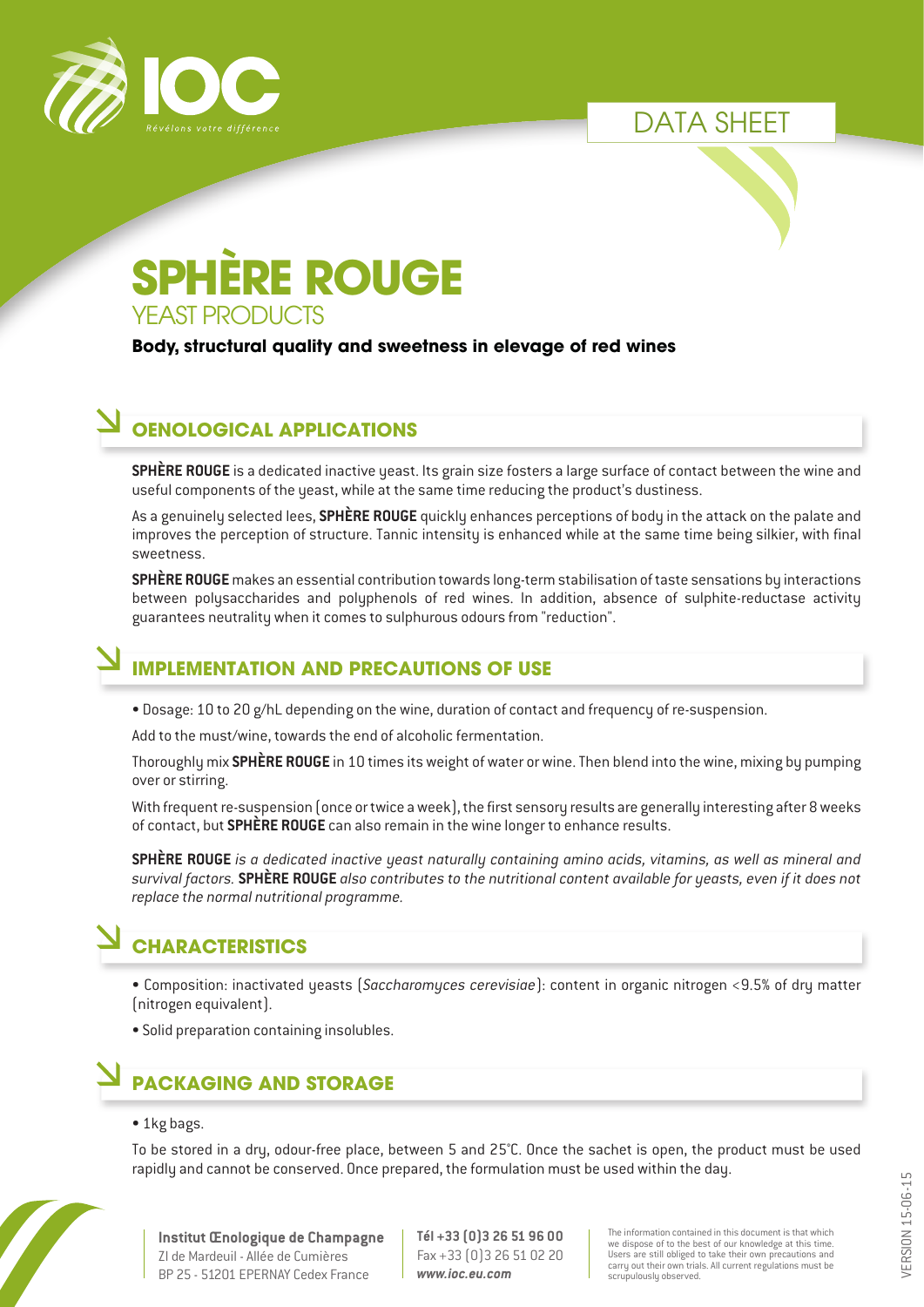DATA SHEET

# SPHÈRE ROUGE

## YEAST PRODUCTS

**Body, structural quality and sweetness in elevage of red wines**

## OENOLOGICAL APPLICATIONS

**SPHÈRE ROUGE** is a dedicated inactive yeast. Its grain size fosters a large surface of contact between the wine and useful components of the yeast, while at the same time reducing the product's dustiness.

As a genuinely selected lees, **SPHÈRE ROUGE** quickly enhances perceptions of body in the attack on the palate and improves the perception of structure. Tannic intensity is enhanced while at the same time being silkier, with final sweetness.

**SPHÈRE ROUGE** makes an essential contribution towards long-term stabilisation of taste sensations by interactions between polysaccharides and polyphenols of red wines. In addition, absence of sulphite-reductase activity guarantees neutrality when it comes to sulphurous odours from "reduction".

## IMPLEMENTATION AND PRECAUTIONS OF USE

- Dosage: 10 to 20 g/hL depending on the wine, duration of contact and frequency of re-suspension.

Add to the must/wine, towards the end of alcoholic fermentation.

Thoroughly mix **SPHÈRE ROUGE** in 10 times its weight of water or wine. Then blend into the wine, mixing by pumping over or stirring.

With frequent re-suspension (once or twice a week), the first sensory results are generally interesting after 8 weeks of contact, but **SPHÈRE ROUGE** can also remain in the wine longer to enhance results.

**SPHÈRE ROUGE** *is a dedicated inactive yeast naturally containing amino acids, vitamins, as well as mineral and survival factors.* **SPHÈRE ROUGE** *also contributes to the nutritional content available for yeasts, even if it does not replace the normal nutritional programme.*

## CHARACTERISTICS

- Composition: inactivated yeasts (*Saccharomyces cerevisiae*): content in organic nitrogen <9.5% of dry matter (nitrogen equivalent).
- Solid preparation containing insolubles.

## PACKAGING AND STORAGE

- 1kg bags.

To be stored in a dry, odour-free place, between 5 and 25°C. Once the sachet is open, the product must be used rapidly and cannot be conserved. Once prepared, the formulation must be used within the day.

**Institut Œnologique de Champagne**
ZI de Mardeuil - Allée de Cumières
BP 25 - 51201 EPERNAY Cedex France

**Tél +33 (0)3 26 51 96 00**
Fax +33 (0)3 26 51 02 20
***www.ioc.eu.com***

The information contained in this document is that which we dispose of to the best of our knowledge at this time. Users are still obliged to take their own precautions and carry out their own trials. All current regulations must be scrupulously observed.

VERSION 15-06-15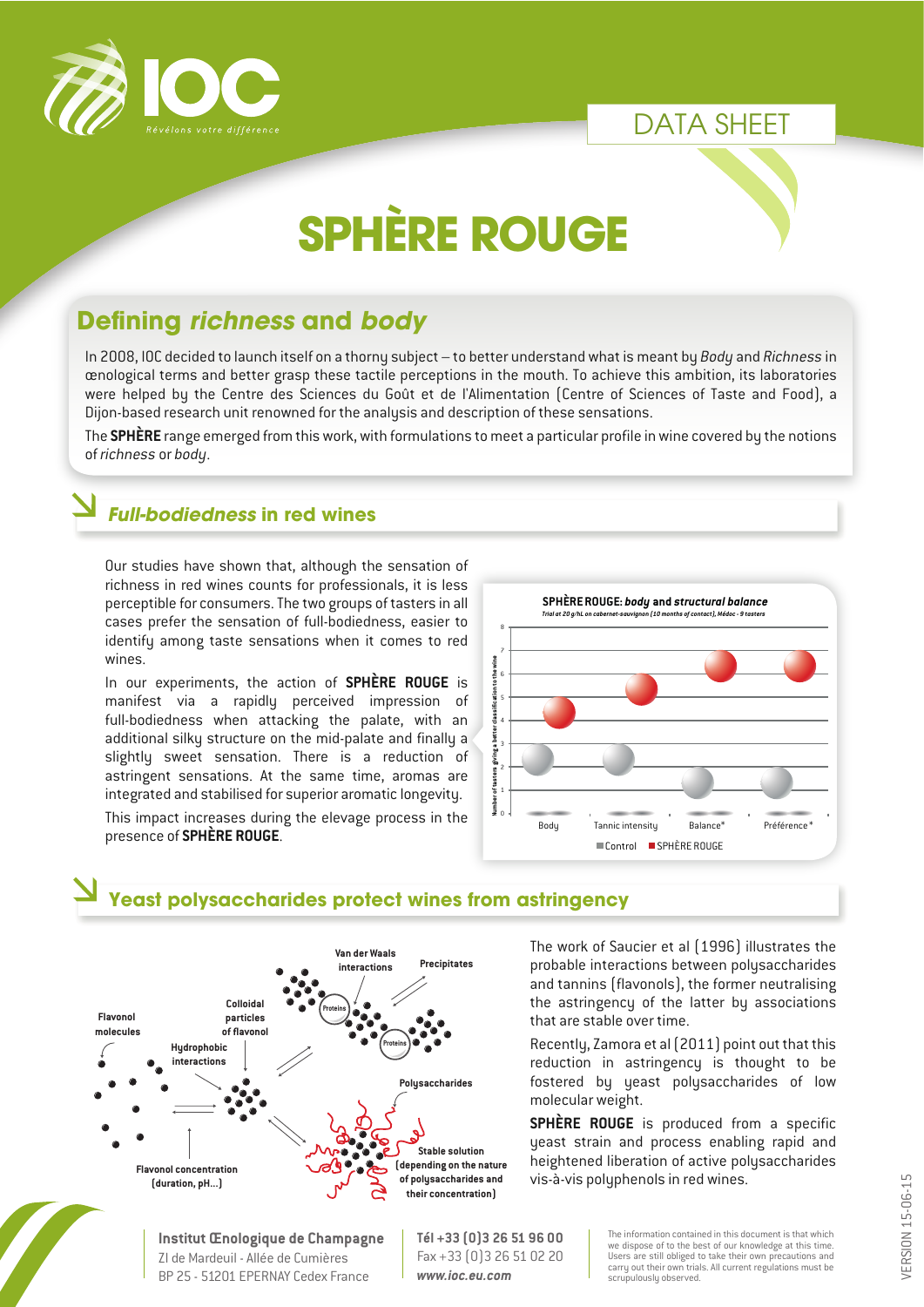DATA SHEET

# SPHÈRE ROUGE

## Defining *richness* and *body*

In 2008, IOC decided to launch itself on a thorny subject – to better understand what is meant by *Body* and *Richness* in œnological terms and better grasp these tactile perceptions in the mouth. To achieve this ambition, its laboratories were helped by the Centre des Sciences du Goût et de l'Alimentation (Centre of Sciences of Taste and Food), a Dijon-based research unit renowned for the analysis and description of these sensations.

The **SPHÈRE** range emerged from this work, with formulations to meet a particular profile in wine covered by the notions of *richness* or *body*.

## *Full-bodiedness* in red wines

Our studies have shown that, although the sensation of richness in red wines counts for professionals, it is less perceptible for consumers. The two groups of tasters in all cases prefer the sensation of full-bodiedness, easier to identify among taste sensations when it comes to red wines.

In our experiments, the action of **SPHÈRE ROUGE** is manifest via a rapidly perceived impression of full-bodiedness when attacking the palate, with an additional silky structure on the mid-palate and finally a slightly sweet sensation. There is a reduction of astringent sensations. At the same time, aromas are integrated and stabilised for superior aromatic longevity.

This impact increases during the elevage process in the presence of **SPHÈRE ROUGE**.

**SPHÈRE ROUGE: *body* and *structural balance***
*Trial at 20 g/hL on cabernet-sauvignon (10 months of contact), Médoc - 9 tasters*

Number of tasters giving a better classification to the wine

0 1 2 3 4 5 6 7 8

Body, Tannic intensity, Balance*, Préférence*

Control, SPHÈRE ROUGE

## Yeast polysaccharides protect wines from astringency

Van der Waals interactions, Precipitates, Proteins, Colloidal particles of flavonol, Flavonol molecules, Hydrophobic interactions, Polysaccharides, Stable solution (depending on the nature of polysaccharides and their concentration), Flavonol concentration (duration, pH...)

The work of Saucier et al (1996) illustrates the probable interactions between polysaccharides and tannins (flavonols), the former neutralising the astringency of the latter by associations that are stable over time.

Recently, Zamora et al (2011) point out that this reduction in astringency is thought to be fostered by yeast polysaccharides of low molecular weight.

**SPHÈRE ROUGE** is produced from a specific yeast strain and process enabling rapid and heightened liberation of active polysaccharides vis-à-vis polyphenols in red wines.

**Institut Œnologique de Champagne**
ZI de Mardeuil - Allée de Cumières
BP 25 - 51201 EPERNAY Cedex France

**Tél +33 (0)3 26 51 96 00**
Fax +33 (0)3 26 51 02 20
***www.ioc.eu.com***

The information contained in this document is that which we dispose of to the best of our knowledge at this time. Users are still obliged to take their own precautions and carry out their own trials. All current regulations must be scrupulously observed.

VERSION 15-06-15